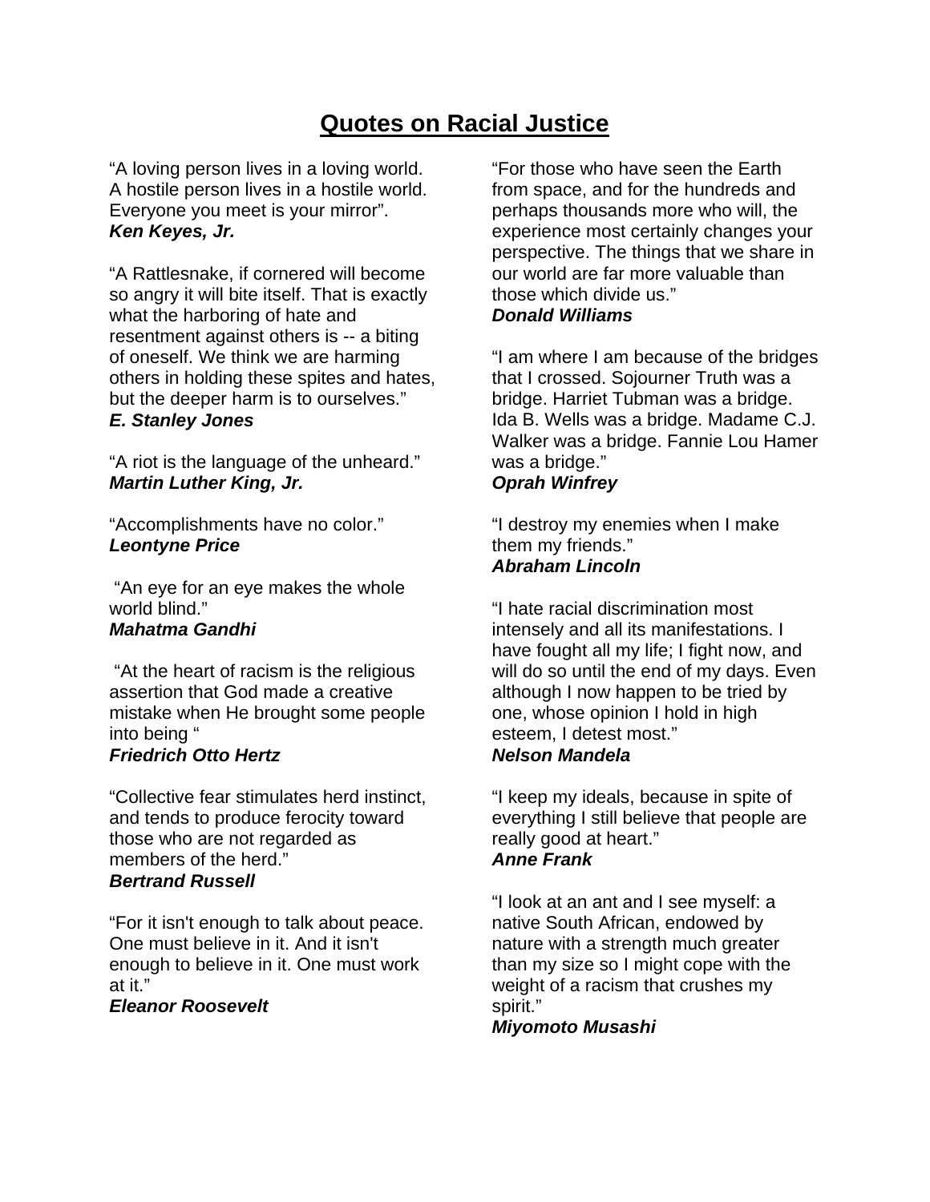# Quotes on Racial Justice

"A loving person lives in a loving world. A hostile person lives in a hostile world. Everyone you meet is your mirror".
***Ken Keyes, Jr.***

"A Rattlesnake, if cornered will become so angry it will bite itself. That is exactly what the harboring of hate and resentment against others is -- a biting of oneself. We think we are harming others in holding these spites and hates, but the deeper harm is to ourselves."
***E. Stanley Jones***

"A riot is the language of the unheard."
***Martin Luther King, Jr.***

"Accomplishments have no color."
***Leontyne Price***

"An eye for an eye makes the whole world blind."
***Mahatma Gandhi***

"At the heart of racism is the religious assertion that God made a creative mistake when He brought some people into being "
***Friedrich Otto Hertz***

"Collective fear stimulates herd instinct, and tends to produce ferocity toward those who are not regarded as members of the herd."
***Bertrand Russell***

"For it isn't enough to talk about peace. One must believe in it. And it isn't enough to believe in it. One must work at it."
***Eleanor Roosevelt***

"For those who have seen the Earth from space, and for the hundreds and perhaps thousands more who will, the experience most certainly changes your perspective. The things that we share in our world are far more valuable than those which divide us."
***Donald Williams***

"I am where I am because of the bridges that I crossed. Sojourner Truth was a bridge. Harriet Tubman was a bridge. Ida B. Wells was a bridge. Madame C.J. Walker was a bridge. Fannie Lou Hamer was a bridge."
***Oprah Winfrey***

"I destroy my enemies when I make them my friends."
***Abraham Lincoln***

"I hate racial discrimination most intensely and all its manifestations. I have fought all my life; I fight now, and will do so until the end of my days. Even although I now happen to be tried by one, whose opinion I hold in high esteem, I detest most."
***Nelson Mandela***

"I keep my ideals, because in spite of everything I still believe that people are really good at heart."
***Anne Frank***

"I look at an ant and I see myself: a native South African, endowed by nature with a strength much greater than my size so I might cope with the weight of a racism that crushes my spirit."
***Miyomoto Musashi***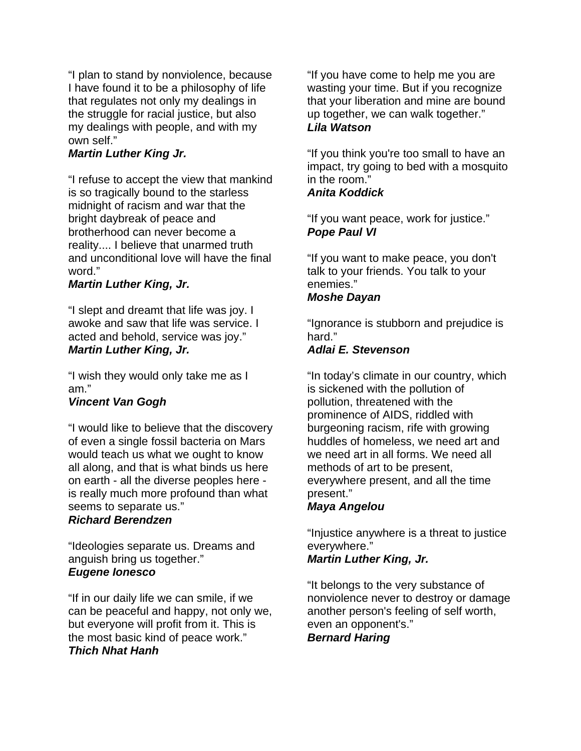“I plan to stand by nonviolence, because I have found it to be a philosophy of life that regulates not only my dealings in the struggle for racial justice, but also my dealings with people, and with my own self.”
***Martin Luther King Jr.***

“I refuse to accept the view that mankind is so tragically bound to the starless midnight of racism and war that the bright daybreak of peace and brotherhood can never become a reality.... I believe that unarmed truth and unconditional love will have the final word.”
***Martin Luther King, Jr.***

“I slept and dreamt that life was joy. I awoke and saw that life was service. I acted and behold, service was joy.”
***Martin Luther King, Jr.***

“I wish they would only take me as I am.”
***Vincent Van Gogh***

“I would like to believe that the discovery of even a single fossil bacteria on Mars would teach us what we ought to know all along, and that is what binds us here on earth - all the diverse peoples here - is really much more profound than what seems to separate us.”
***Richard Berendzen***

“Ideologies separate us. Dreams and anguish bring us together.”
***Eugene Ionesco***

“If in our daily life we can smile, if we can be peaceful and happy, not only we, but everyone will profit from it. This is the most basic kind of peace work.”
***Thich Nhat Hanh***

“If you have come to help me you are wasting your time. But if you recognize that your liberation and mine are bound up together, we can walk together.”
***Lila Watson***

“If you think you're too small to have an impact, try going to bed with a mosquito in the room.”
***Anita Koddick***

“If you want peace, work for justice.”
***Pope Paul VI***

“If you want to make peace, you don't talk to your friends. You talk to your enemies.”
***Moshe Dayan***

“Ignorance is stubborn and prejudice is hard.”
***Adlai E. Stevenson***

“In today’s climate in our country, which is sickened with the pollution of pollution, threatened with the prominence of AIDS, riddled with burgeoning racism, rife with growing huddles of homeless, we need art and we need art in all forms. We need all methods of art to be present, everywhere present, and all the time present.”
***Maya Angelou***

“Injustice anywhere is a threat to justice everywhere.”
***Martin Luther King, Jr.***

“It belongs to the very substance of nonviolence never to destroy or damage another person's feeling of self worth, even an opponent's.”
***Bernard Haring***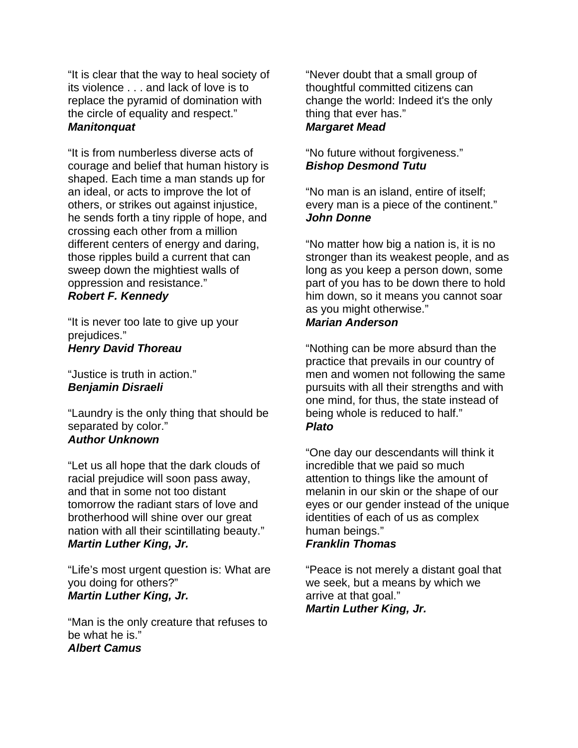"It is clear that the way to heal society of its violence . . . and lack of love is to replace the pyramid of domination with the circle of equality and respect."
***Manitonquat***

"It is from numberless diverse acts of courage and belief that human history is shaped. Each time a man stands up for an ideal, or acts to improve the lot of others, or strikes out against injustice, he sends forth a tiny ripple of hope, and crossing each other from a million different centers of energy and daring, those ripples build a current that can sweep down the mightiest walls of oppression and resistance."
***Robert F. Kennedy***

"It is never too late to give up your prejudices."
***Henry David Thoreau***

"Justice is truth in action."
***Benjamin Disraeli***

"Laundry is the only thing that should be separated by color."
***Author Unknown***

"Let us all hope that the dark clouds of racial prejudice will soon pass away, and that in some not too distant tomorrow the radiant stars of love and brotherhood will shine over our great nation with all their scintillating beauty."
***Martin Luther King, Jr.***

"Life's most urgent question is: What are you doing for others?"
***Martin Luther King, Jr.***

"Man is the only creature that refuses to be what he is."
***Albert Camus***

"Never doubt that a small group of thoughtful committed citizens can change the world: Indeed it's the only thing that ever has."
***Margaret Mead***

"No future without forgiveness."
***Bishop Desmond Tutu***

"No man is an island, entire of itself; every man is a piece of the continent."
***John Donne***

"No matter how big a nation is, it is no stronger than its weakest people, and as long as you keep a person down, some part of you has to be down there to hold him down, so it means you cannot soar as you might otherwise."
***Marian Anderson***

"Nothing can be more absurd than the practice that prevails in our country of men and women not following the same pursuits with all their strengths and with one mind, for thus, the state instead of being whole is reduced to half."
***Plato***

"One day our descendants will think it incredible that we paid so much attention to things like the amount of melanin in our skin or the shape of our eyes or our gender instead of the unique identities of each of us as complex human beings."
***Franklin Thomas***

"Peace is not merely a distant goal that we seek, but a means by which we arrive at that goal."
***Martin Luther King, Jr.***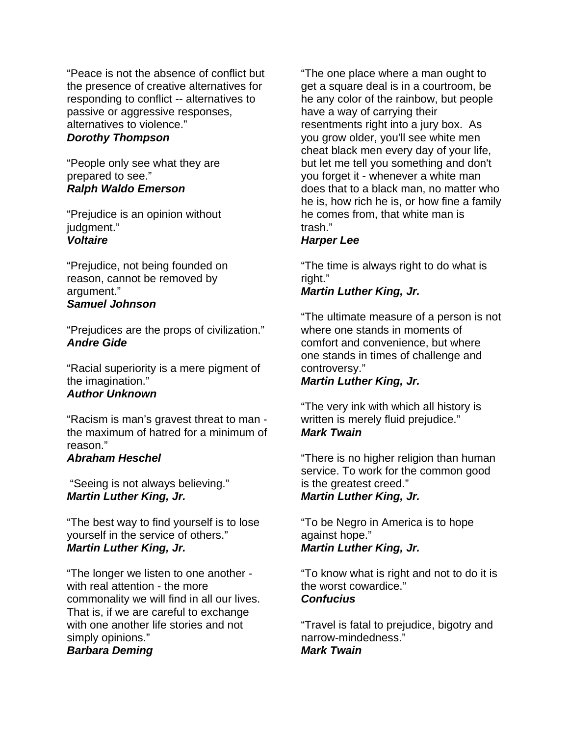"Peace is not the absence of conflict but the presence of creative alternatives for responding to conflict -- alternatives to passive or aggressive responses, alternatives to violence."
***Dorothy Thompson***

"People only see what they are prepared to see."
***Ralph Waldo Emerson***

"Prejudice is an opinion without judgment."
***Voltaire***

"Prejudice, not being founded on reason, cannot be removed by argument."
***Samuel Johnson***

"Prejudices are the props of civilization."
***Andre Gide***

"Racial superiority is a mere pigment of the imagination."
***Author Unknown***

"Racism is man's gravest threat to man - the maximum of hatred for a minimum of reason."
***Abraham Heschel***

"Seeing is not always believing."
***Martin Luther King, Jr.***

"The best way to find yourself is to lose yourself in the service of others."
***Martin Luther King, Jr.***

"The longer we listen to one another - with real attention - the more commonality we will find in all our lives. That is, if we are careful to exchange with one another life stories and not simply opinions."
***Barbara Deming***

"The one place where a man ought to get a square deal is in a courtroom, be he any color of the rainbow, but people have a way of carrying their resentments right into a jury box. As you grow older, you'll see white men cheat black men every day of your life, but let me tell you something and don't you forget it - whenever a white man does that to a black man, no matter who he is, how rich he is, or how fine a family he comes from, that white man is trash."
***Harper Lee***

"The time is always right to do what is right."
***Martin Luther King, Jr.***

"The ultimate measure of a person is not where one stands in moments of comfort and convenience, but where one stands in times of challenge and controversy."
***Martin Luther King, Jr.***

"The very ink with which all history is written is merely fluid prejudice."
***Mark Twain***

"There is no higher religion than human service. To work for the common good is the greatest creed."
***Martin Luther King, Jr.***

"To be Negro in America is to hope against hope."
***Martin Luther King, Jr.***

"To know what is right and not to do it is the worst cowardice."
***Confucius***

"Travel is fatal to prejudice, bigotry and narrow-mindedness."
***Mark Twain***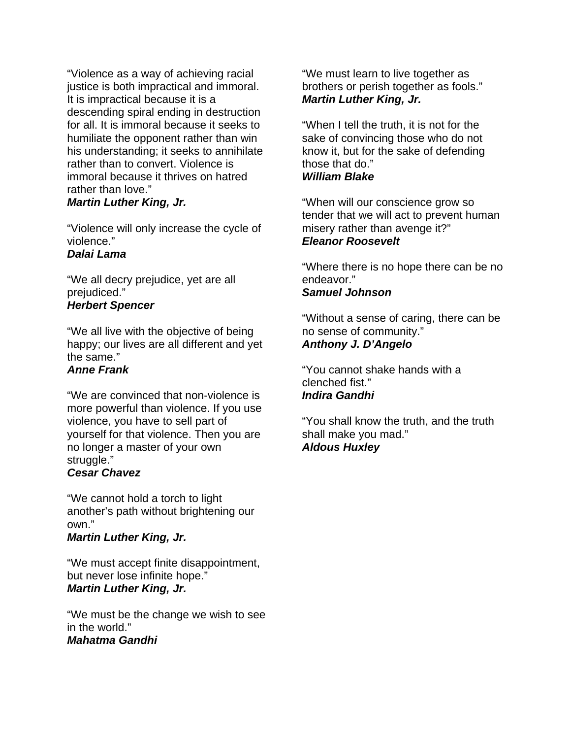"Violence as a way of achieving racial justice is both impractical and immoral. It is impractical because it is a descending spiral ending in destruction for all. It is immoral because it seeks to humiliate the opponent rather than win his understanding; it seeks to annihilate rather than to convert. Violence is immoral because it thrives on hatred rather than love."
***Martin Luther King, Jr.***

"Violence will only increase the cycle of violence."
***Dalai Lama***

"We all decry prejudice, yet are all prejudiced."
***Herbert Spencer***

"We all live with the objective of being happy; our lives are all different and yet the same."
***Anne Frank***

"We are convinced that non-violence is more powerful than violence. If you use violence, you have to sell part of yourself for that violence. Then you are no longer a master of your own struggle."
***Cesar Chavez***

"We cannot hold a torch to light another's path without brightening our own."
***Martin Luther King, Jr.***

"We must accept finite disappointment, but never lose infinite hope."
***Martin Luther King, Jr.***

"We must be the change we wish to see in the world."
***Mahatma Gandhi***

"We must learn to live together as brothers or perish together as fools."
***Martin Luther King, Jr.***

"When I tell the truth, it is not for the sake of convincing those who do not know it, but for the sake of defending those that do."
***William Blake***

"When will our conscience grow so tender that we will act to prevent human misery rather than avenge it?"
***Eleanor Roosevelt***

"Where there is no hope there can be no endeavor."
***Samuel Johnson***

"Without a sense of caring, there can be no sense of community."
***Anthony J. D'Angelo***

"You cannot shake hands with a clenched fist."
***Indira Gandhi***

"You shall know the truth, and the truth shall make you mad."
***Aldous Huxley***